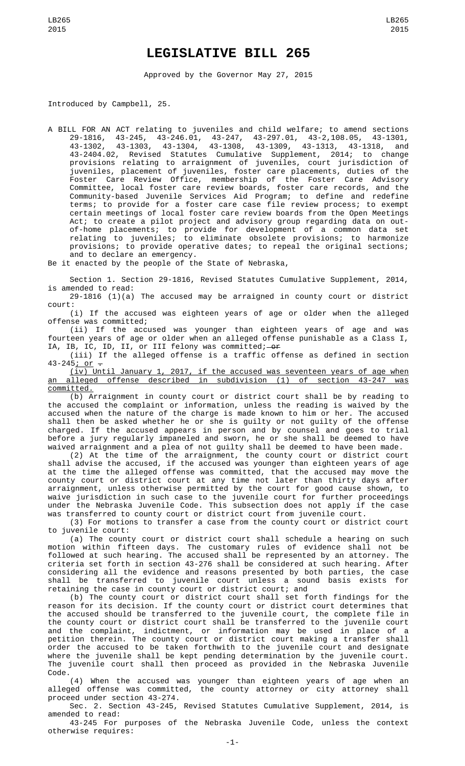# LEGISLATIVE BILL 265

Approved by the Governor May 27, 2015

Introduced by Campbell, 25.

A BILL FOR AN ACT relating to juveniles and child welfare; to amend sections 29-1816, 43-245, 43-246.01, 43-247, 43-297.01, 43-2,108.05, 43-1301, 43-1302, 43-1303, 43-1304, 43-1308, 43-1309, 43-1313, 43-1318, and 43-2404.02, Revised Statutes Cumulative Supplement, 2014; to change provisions relating to arraignment of juveniles, court jurisdiction of juveniles, placement of juveniles, foster care placements, duties of the Foster Care Review Office, membership of the Foster Care Advisory Committee, local foster care review boards, foster care records, and the Community-based Juvenile Services Aid Program; to define and redefine terms; to provide for a foster care case file review process; to exempt certain meetings of local foster care review boards from the Open Meetings Act; to create a pilot project and advisory group regarding data on out-of-home placements; to provide for development of a common data set relating to juveniles; to eliminate obsolete provisions; to harmonize provisions; to provide operative dates; to repeal the original sections; and to declare an emergency.

Be it enacted by the people of the State of Nebraska,

Section 1. Section 29-1816, Revised Statutes Cumulative Supplement, 2014, is amended to read:

29-1816 (1)(a) The accused may be arraigned in county court or district court:

(i) If the accused was eighteen years of age or older when the alleged offense was committed;

(ii) If the accused was younger than eighteen years of age and was fourteen years of age or older when an alleged offense punishable as a Class I, IA, IB, IC, ID, II, or III felony was committed; ~~or~~

(iii) If the alleged offense is a traffic offense as defined in section 43-245; or ~~.~~

(iv) Until January 1, 2017, if the accused was seventeen years of age when an alleged offense described in subdivision (1) of section 43-247 was committed.

(b) Arraignment in county court or district court shall be by reading to the accused the complaint or information, unless the reading is waived by the accused when the nature of the charge is made known to him or her. The accused shall then be asked whether he or she is guilty or not guilty of the offense charged. If the accused appears in person and by counsel and goes to trial before a jury regularly impaneled and sworn, he or she shall be deemed to have waived arraignment and a plea of not guilty shall be deemed to have been made.

(2) At the time of the arraignment, the county court or district court shall advise the accused, if the accused was younger than eighteen years of age at the time the alleged offense was committed, that the accused may move the county court or district court at any time not later than thirty days after arraignment, unless otherwise permitted by the court for good cause shown, to waive jurisdiction in such case to the juvenile court for further proceedings under the Nebraska Juvenile Code. This subsection does not apply if the case was transferred to county court or district court from juvenile court.

(3) For motions to transfer a case from the county court or district court to juvenile court:

(a) The county court or district court shall schedule a hearing on such motion within fifteen days. The customary rules of evidence shall not be followed at such hearing. The accused shall be represented by an attorney. The criteria set forth in section 43-276 shall be considered at such hearing. After considering all the evidence and reasons presented by both parties, the case shall be transferred to juvenile court unless a sound basis exists for retaining the case in county court or district court; and

(b) The county court or district court shall set forth findings for the reason for its decision. If the county court or district court determines that the accused should be transferred to the juvenile court, the complete file in the county court or district court shall be transferred to the juvenile court and the complaint, indictment, or information may be used in place of a petition therein. The county court or district court making a transfer shall order the accused to be taken forthwith to the juvenile court and designate where the juvenile shall be kept pending determination by the juvenile court. The juvenile court shall then proceed as provided in the Nebraska Juvenile Code.

(4) When the accused was younger than eighteen years of age when an alleged offense was committed, the county attorney or city attorney shall proceed under section 43-274.

Sec. 2. Section 43-245, Revised Statutes Cumulative Supplement, 2014, is amended to read:

43-245 For purposes of the Nebraska Juvenile Code, unless the context otherwise requires: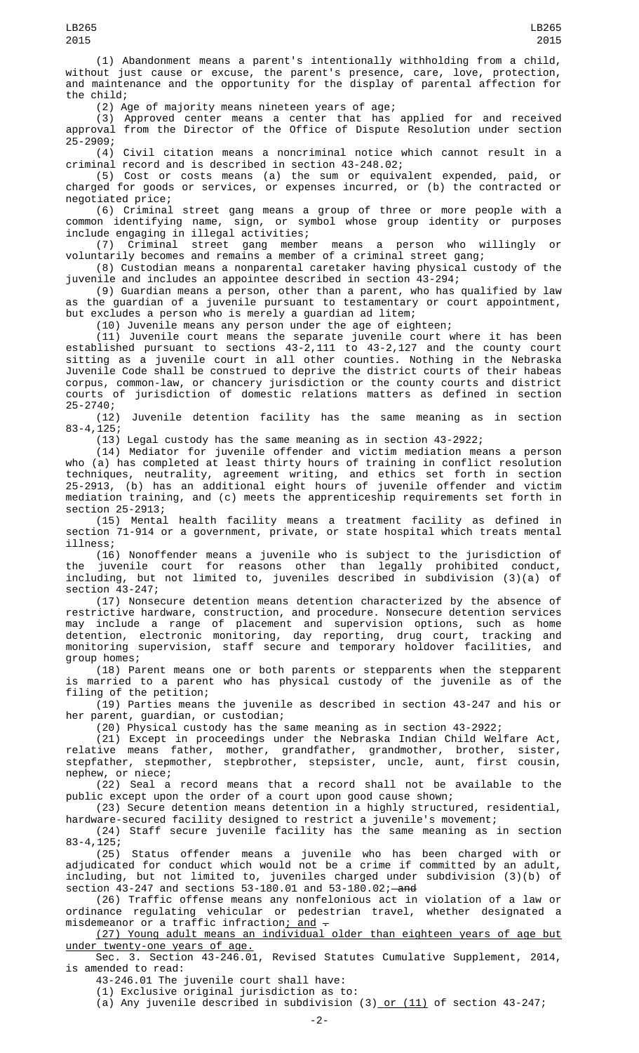(1) Abandonment means a parent's intentionally withholding from a child, without just cause or excuse, the parent's presence, care, love, protection, and maintenance and the opportunity for the display of parental affection for the child;

(2) Age of majority means nineteen years of age;

(3) Approved center means a center that has applied for and received approval from the Director of the Office of Dispute Resolution under section 25-2909;

(4) Civil citation means a noncriminal notice which cannot result in a criminal record and is described in section 43-248.02;

(5) Cost or costs means (a) the sum or equivalent expended, paid, or charged for goods or services, or expenses incurred, or (b) the contracted or negotiated price;

(6) Criminal street gang means a group of three or more people with a common identifying name, sign, or symbol whose group identity or purposes include engaging in illegal activities;

(7) Criminal street gang member means a person who willingly or voluntarily becomes and remains a member of a criminal street gang;

(8) Custodian means a nonparental caretaker having physical custody of the juvenile and includes an appointee described in section 43-294;

(9) Guardian means a person, other than a parent, who has qualified by law as the guardian of a juvenile pursuant to testamentary or court appointment, but excludes a person who is merely a guardian ad litem;

(10) Juvenile means any person under the age of eighteen;

(11) Juvenile court means the separate juvenile court where it has been established pursuant to sections 43-2,111 to 43-2,127 and the county court sitting as a juvenile court in all other counties. Nothing in the Nebraska Juvenile Code shall be construed to deprive the district courts of their habeas corpus, common-law, or chancery jurisdiction or the county courts and district courts of jurisdiction of domestic relations matters as defined in section 25-2740;

(12) Juvenile detention facility has the same meaning as in section 83-4,125;

(13) Legal custody has the same meaning as in section 43-2922;

(14) Mediator for juvenile offender and victim mediation means a person who (a) has completed at least thirty hours of training in conflict resolution techniques, neutrality, agreement writing, and ethics set forth in section 25-2913, (b) has an additional eight hours of juvenile offender and victim mediation training, and (c) meets the apprenticeship requirements set forth in section 25-2913;

(15) Mental health facility means a treatment facility as defined in section 71-914 or a government, private, or state hospital which treats mental illness;

(16) Nonoffender means a juvenile who is subject to the jurisdiction of the juvenile court for reasons other than legally prohibited conduct, including, but not limited to, juveniles described in subdivision (3)(a) of section 43-247;

(17) Nonsecure detention means detention characterized by the absence of restrictive hardware, construction, and procedure. Nonsecure detention services may include a range of placement and supervision options, such as home detention, electronic monitoring, day reporting, drug court, tracking and monitoring supervision, staff secure and temporary holdover facilities, and group homes;

(18) Parent means one or both parents or stepparents when the stepparent is married to a parent who has physical custody of the juvenile as of the filing of the petition;

(19) Parties means the juvenile as described in section 43-247 and his or her parent, guardian, or custodian;

(20) Physical custody has the same meaning as in section 43-2922;

(21) Except in proceedings under the Nebraska Indian Child Welfare Act, relative means father, mother, grandfather, grandmother, brother, sister, stepfather, stepmother, stepbrother, stepsister, uncle, aunt, first cousin, nephew, or niece;

(22) Seal a record means that a record shall not be available to the public except upon the order of a court upon good cause shown;

(23) Secure detention means detention in a highly structured, residential, hardware-secured facility designed to restrict a juvenile's movement;

(24) Staff secure juvenile facility has the same meaning as in section 83-4,125;

(25) Status offender means a juvenile who has been charged with or adjudicated for conduct which would not be a crime if committed by an adult, including, but not limited to, juveniles charged under subdivision (3)(b) of section 43-247 and sections 53-180.01 and 53-180.02; ~~and~~

(26) Traffic offense means any nonfelonious act in violation of a law or ordinance regulating vehicular or pedestrian travel, whether designated a misdemeanor or a traffic infraction; and ~~.~~

(27) Young adult means an individual older than eighteen years of age but under twenty-one years of age.

Sec. 3. Section 43-246.01, Revised Statutes Cumulative Supplement, 2014, is amended to read:

43-246.01 The juvenile court shall have:

(1) Exclusive original jurisdiction as to:

(a) Any juvenile described in subdivision (3) or (11) of section 43-247;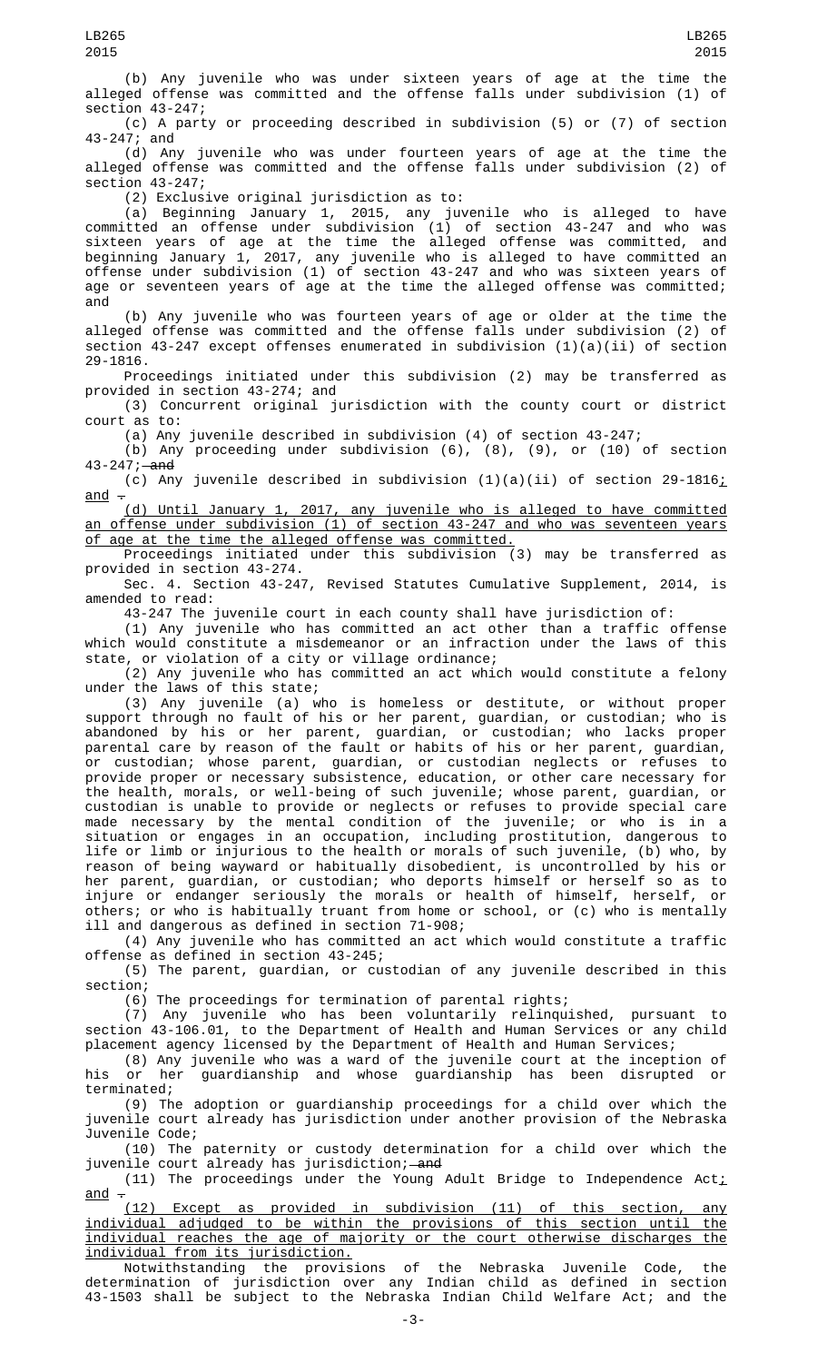(b) Any juvenile who was under sixteen years of age at the time the alleged offense was committed and the offense falls under subdivision (1) of section 43-247;

(c) A party or proceeding described in subdivision (5) or (7) of section 43-247; and

(d) Any juvenile who was under fourteen years of age at the time the alleged offense was committed and the offense falls under subdivision (2) of section 43-247;

(2) Exclusive original jurisdiction as to:

(a) Beginning January 1, 2015, any juvenile who is alleged to have committed an offense under subdivision (1) of section 43-247 and who was sixteen years of age at the time the alleged offense was committed, and beginning January 1, 2017, any juvenile who is alleged to have committed an offense under subdivision (1) of section 43-247 and who was sixteen years of age or seventeen years of age at the time the alleged offense was committed; and

(b) Any juvenile who was fourteen years of age or older at the time the alleged offense was committed and the offense falls under subdivision (2) of section 43-247 except offenses enumerated in subdivision (1)(a)(ii) of section 29-1816.

Proceedings initiated under this subdivision (2) may be transferred as provided in section 43-274; and

(3) Concurrent original jurisdiction with the county court or district court as to:

(a) Any juvenile described in subdivision (4) of section 43-247;

(b) Any proceeding under subdivision (6), (8), (9), or (10) of section 43-247; ~~and~~

(c) Any juvenile described in subdivision (1)(a)(ii) of section 29-1816<u>; and</u> ~~.~~

<u>(d) Until January 1, 2017, any juvenile who is alleged to have committed an offense under subdivision (1) of section 43-247 and who was seventeen years of age at the time the alleged offense was committed.</u>

Proceedings initiated under this subdivision (3) may be transferred as provided in section 43-274.

Sec. 4. Section 43-247, Revised Statutes Cumulative Supplement, 2014, is amended to read:

43-247 The juvenile court in each county shall have jurisdiction of:

(1) Any juvenile who has committed an act other than a traffic offense which would constitute a misdemeanor or an infraction under the laws of this state, or violation of a city or village ordinance;

(2) Any juvenile who has committed an act which would constitute a felony under the laws of this state;

(3) Any juvenile (a) who is homeless or destitute, or without proper support through no fault of his or her parent, guardian, or custodian; who is abandoned by his or her parent, guardian, or custodian; who lacks proper parental care by reason of the fault or habits of his or her parent, guardian, or custodian; whose parent, guardian, or custodian neglects or refuses to provide proper or necessary subsistence, education, or other care necessary for the health, morals, or well-being of such juvenile; whose parent, guardian, or custodian is unable to provide or neglects or refuses to provide special care made necessary by the mental condition of the juvenile; or who is in a situation or engages in an occupation, including prostitution, dangerous to life or limb or injurious to the health or morals of such juvenile, (b) who, by reason of being wayward or habitually disobedient, is uncontrolled by his or her parent, guardian, or custodian; who deports himself or herself so as to injure or endanger seriously the morals or health of himself, herself, or others; or who is habitually truant from home or school, or (c) who is mentally ill and dangerous as defined in section 71-908;

(4) Any juvenile who has committed an act which would constitute a traffic offense as defined in section 43-245;

(5) The parent, guardian, or custodian of any juvenile described in this section;

(6) The proceedings for termination of parental rights;

(7) Any juvenile who has been voluntarily relinquished, pursuant to section 43-106.01, to the Department of Health and Human Services or any child placement agency licensed by the Department of Health and Human Services;

(8) Any juvenile who was a ward of the juvenile court at the inception of his or her guardianship and whose guardianship has been disrupted or terminated;

(9) The adoption or guardianship proceedings for a child over which the juvenile court already has jurisdiction under another provision of the Nebraska Juvenile Code;

(10) The paternity or custody determination for a child over which the juvenile court already has jurisdiction; ~~and~~

(11) The proceedings under the Young Adult Bridge to Independence Act<u>; and</u> ~~.~~

<u>(12) Except as provided in subdivision (11) of this section, any individual adjudged to be within the provisions of this section until the individual reaches the age of majority or the court otherwise discharges the individual from its jurisdiction.</u>

Notwithstanding the provisions of the Nebraska Juvenile Code, the determination of jurisdiction over any Indian child as defined in section 43-1503 shall be subject to the Nebraska Indian Child Welfare Act; and the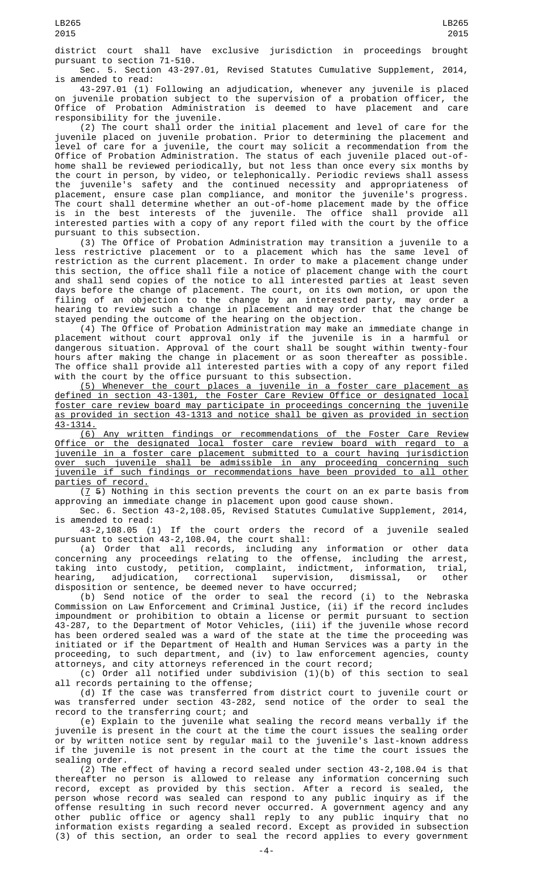district court shall have exclusive jurisdiction in proceedings brought pursuant to section 71-510.

Sec. 5. Section 43-297.01, Revised Statutes Cumulative Supplement, 2014, is amended to read:

43-297.01 (1) Following an adjudication, whenever any juvenile is placed on juvenile probation subject to the supervision of a probation officer, the Office of Probation Administration is deemed to have placement and care responsibility for the juvenile.

(2) The court shall order the initial placement and level of care for the juvenile placed on juvenile probation. Prior to determining the placement and level of care for a juvenile, the court may solicit a recommendation from the Office of Probation Administration. The status of each juvenile placed out-of-home shall be reviewed periodically, but not less than once every six months by the court in person, by video, or telephonically. Periodic reviews shall assess the juvenile's safety and the continued necessity and appropriateness of placement, ensure case plan compliance, and monitor the juvenile's progress. The court shall determine whether an out-of-home placement made by the office is in the best interests of the juvenile. The office shall provide all interested parties with a copy of any report filed with the court by the office pursuant to this subsection.

(3) The Office of Probation Administration may transition a juvenile to a less restrictive placement or to a placement which has the same level of restriction as the current placement. In order to make a placement change under this section, the office shall file a notice of placement change with the court and shall send copies of the notice to all interested parties at least seven days before the change of placement. The court, on its own motion, or upon the filing of an objection to the change by an interested party, may order a hearing to review such a change in placement and may order that the change be stayed pending the outcome of the hearing on the objection.

(4) The Office of Probation Administration may make an immediate change in placement without court approval only if the juvenile is in a harmful or dangerous situation. Approval of the court shall be sought within twenty-four hours after making the change in placement or as soon thereafter as possible. The office shall provide all interested parties with a copy of any report filed with the court by the office pursuant to this subsection.

<u>(5) Whenever the court places a juvenile in a foster care placement as defined in section 43-1301, the Foster Care Review Office or designated local foster care review board may participate in proceedings concerning the juvenile as provided in section 43-1313 and notice shall be given as provided in section 43-1314.</u>

<u>(6) Any written findings or recommendations of the Foster Care Review Office or the designated local foster care review board with regard to a juvenile in a foster care placement submitted to a court having jurisdiction over such juvenile shall be admissible in any proceeding concerning such juvenile if such findings or recommendations have been provided to all other parties of record.</u>

(<u>7</u> ~~5~~) Nothing in this section prevents the court on an ex parte basis from approving an immediate change in placement upon good cause shown.

Sec. 6. Section 43-2,108.05, Revised Statutes Cumulative Supplement, 2014, is amended to read:

43-2,108.05 (1) If the court orders the record of a juvenile sealed pursuant to section 43-2,108.04, the court shall:

(a) Order that all records, including any information or other data concerning any proceedings relating to the offense, including the arrest, taking into custody, petition, complaint, indictment, information, trial, hearing, adjudication, correctional supervision, dismissal, or other disposition or sentence, be deemed never to have occurred;

(b) Send notice of the order to seal the record (i) to the Nebraska Commission on Law Enforcement and Criminal Justice, (ii) if the record includes impoundment or prohibition to obtain a license or permit pursuant to section 43-287, to the Department of Motor Vehicles, (iii) if the juvenile whose record has been ordered sealed was a ward of the state at the time the proceeding was initiated or if the Department of Health and Human Services was a party in the proceeding, to such department, and (iv) to law enforcement agencies, county attorneys, and city attorneys referenced in the court record;

(c) Order all notified under subdivision (1)(b) of this section to seal all records pertaining to the offense;

(d) If the case was transferred from district court to juvenile court or was transferred under section 43-282, send notice of the order to seal the record to the transferring court; and

(e) Explain to the juvenile what sealing the record means verbally if the juvenile is present in the court at the time the court issues the sealing order or by written notice sent by regular mail to the juvenile's last-known address if the juvenile is not present in the court at the time the court issues the sealing order.

(2) The effect of having a record sealed under section 43-2,108.04 is that thereafter no person is allowed to release any information concerning such record, except as provided by this section. After a record is sealed, the person whose record was sealed can respond to any public inquiry as if the offense resulting in such record never occurred. A government agency and any other public office or agency shall reply to any public inquiry that no information exists regarding a sealed record. Except as provided in subsection (3) of this section, an order to seal the record applies to every government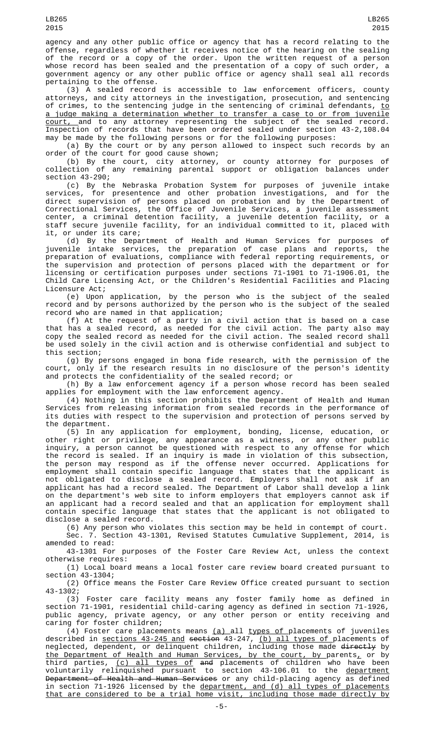agency and any other public office or agency that has a record relating to the offense, regardless of whether it receives notice of the hearing on the sealing of the record or a copy of the order. Upon the written request of a person whose record has been sealed and the presentation of a copy of such order, a government agency or any other public office or agency shall seal all records pertaining to the offense.

(3) A sealed record is accessible to law enforcement officers, county attorneys, and city attorneys in the investigation, prosecution, and sentencing of crimes, to the sentencing judge in the sentencing of criminal defendants, to a judge making a determination whether to transfer a case to or from juvenile court, and to any attorney representing the subject of the sealed record. Inspection of records that have been ordered sealed under section 43-2,108.04 may be made by the following persons or for the following purposes:

(a) By the court or by any person allowed to inspect such records by an order of the court for good cause shown;

(b) By the court, city attorney, or county attorney for purposes of collection of any remaining parental support or obligation balances under section 43-290;

(c) By the Nebraska Probation System for purposes of juvenile intake services, for presentence and other probation investigations, and for the direct supervision of persons placed on probation and by the Department of Correctional Services, the Office of Juvenile Services, a juvenile assessment center, a criminal detention facility, a juvenile detention facility, or a staff secure juvenile facility, for an individual committed to it, placed with it, or under its care;

(d) By the Department of Health and Human Services for purposes of juvenile intake services, the preparation of case plans and reports, the preparation of evaluations, compliance with federal reporting requirements, or the supervision and protection of persons placed with the department or for licensing or certification purposes under sections 71-1901 to 71-1906.01, the Child Care Licensing Act, or the Children's Residential Facilities and Placing Licensure Act;

(e) Upon application, by the person who is the subject of the sealed record and by persons authorized by the person who is the subject of the sealed record who are named in that application;

(f) At the request of a party in a civil action that is based on a case that has a sealed record, as needed for the civil action. The party also may copy the sealed record as needed for the civil action. The sealed record shall be used solely in the civil action and is otherwise confidential and subject to this section;

(g) By persons engaged in bona fide research, with the permission of the court, only if the research results in no disclosure of the person's identity and protects the confidentiality of the sealed record; or

(h) By a law enforcement agency if a person whose record has been sealed applies for employment with the law enforcement agency.

(4) Nothing in this section prohibits the Department of Health and Human Services from releasing information from sealed records in the performance of its duties with respect to the supervision and protection of persons served by the department.

(5) In any application for employment, bonding, license, education, or other right or privilege, any appearance as a witness, or any other public inquiry, a person cannot be questioned with respect to any offense for which the record is sealed. If an inquiry is made in violation of this subsection, the person may respond as if the offense never occurred. Applications for employment shall contain specific language that states that the applicant is not obligated to disclose a sealed record. Employers shall not ask if an applicant has had a record sealed. The Department of Labor shall develop a link on the department's web site to inform employers that employers cannot ask if an applicant had a record sealed and that an application for employment shall contain specific language that states that the applicant is not obligated to disclose a sealed record.

(6) Any person who violates this section may be held in contempt of court.

Sec. 7. Section 43-1301, Revised Statutes Cumulative Supplement, 2014, is amended to read:

43-1301 For purposes of the Foster Care Review Act, unless the context otherwise requires:

(1) Local board means a local foster care review board created pursuant to section 43-1304;

(2) Office means the Foster Care Review Office created pursuant to section 43-1302;

(3) Foster care facility means any foster family home as defined in section 71-1901, residential child-caring agency as defined in section 71-1926, public agency, private agency, or any other person or entity receiving and caring for foster children;

(4) Foster care placements means (a) all types of placements of juveniles described in sections 43-245 and ~~section~~ 43-247, (b) all types of placements of neglected, dependent, or delinquent children, including those made ~~directly~~ by the Department of Health and Human Services, by the court, by parents, or by third parties, (c) all types of ~~and~~ placements of children who have been voluntarily relinquished pursuant to section 43-106.01 to the department ~~Department of Health and Human Services~~ or any child-placing agency as defined in section 71-1926 licensed by the department, and (d) all types of placements that are considered to be a trial home visit, including those made directly by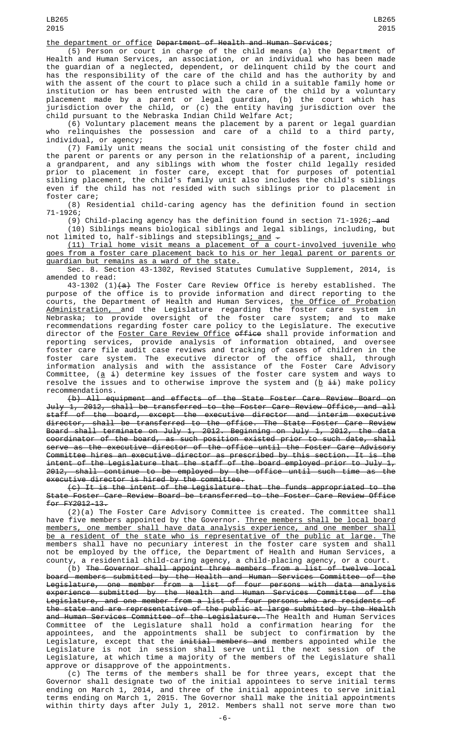the department or office ~~Department of Health and Human Services~~;

(5) Person or court in charge of the child means (a) the Department of Health and Human Services, an association, or an individual who has been made the guardian of a neglected, dependent, or delinquent child by the court and has the responsibility of the care of the child and has the authority by and with the assent of the court to place such a child in a suitable family home or institution or has been entrusted with the care of the child by a voluntary placement made by a parent or legal guardian, (b) the court which has jurisdiction over the child, or (c) the entity having jurisdiction over the child pursuant to the Nebraska Indian Child Welfare Act;

(6) Voluntary placement means the placement by a parent or legal guardian who relinquishes the possession and care of a child to a third party, individual, or agency;

(7) Family unit means the social unit consisting of the foster child and the parent or parents or any person in the relationship of a parent, including a grandparent, and any siblings with whom the foster child legally resided prior to placement in foster care, except that for purposes of potential sibling placement, the child's family unit also includes the child's siblings even if the child has not resided with such siblings prior to placement in foster care;

(8) Residential child-caring agency has the definition found in section 71-1926;

(9) Child-placing agency has the definition found in section 71-1926; ~~and~~

(10) Siblings means biological siblings and legal siblings, including, but not limited to, half-siblings and stepsiblings; and ~~.~~

(11) Trial home visit means a placement of a court-involved juvenile who goes from a foster care placement back to his or her legal parent or parents or guardian but remains as a ward of the state.

Sec. 8. Section 43-1302, Revised Statutes Cumulative Supplement, 2014, is amended to read:

43-1302 (1)~~(a)~~ The Foster Care Review Office is hereby established. The purpose of the office is to provide information and direct reporting to the courts, the Department of Health and Human Services, the Office of Probation Administration, and the Legislature regarding the foster care system in Nebraska; to provide oversight of the foster care system; and to make recommendations regarding foster care policy to the Legislature. The executive director of the Foster Care Review Office ~~office~~ shall provide information and reporting services, provide analysis of information obtained, and oversee foster care file audit case reviews and tracking of cases of children in the foster care system. The executive director of the office shall, through information analysis and with the assistance of the Foster Care Advisory Committee, (a ~~i~~) determine key issues of the foster care system and ways to resolve the issues and to otherwise improve the system and (b ~~ii~~) make policy recommendations.

~~(b) All equipment and effects of the State Foster Care Review Board on July 1, 2012, shall be transferred to the Foster Care Review Office, and all staff of the board, except the executive director and interim executive director, shall be transferred to the office. The State Foster Care Review Board shall terminate on July 1, 2012. Beginning on July 1, 2012, the data coordinator of the board, as such position existed prior to such date, shall serve as the executive director of the office until the Foster Care Advisory Committee hires an executive director as prescribed by this section. It is the intent of the Legislature that the staff of the board employed prior to July 1, 2012, shall continue to be employed by the office until such time as the executive director is hired by the committee.~~

~~(c) It is the intent of the Legislature that the funds appropriated to the State Foster Care Review Board be transferred to the Foster Care Review Office for FY2012-13.~~

(2)(a) The Foster Care Advisory Committee is created. The committee shall have five members appointed by the Governor. Three members shall be local board members, one member shall have data analysis experience, and one member shall be a resident of the state who is representative of the public at large. The members shall have no pecuniary interest in the foster care system and shall not be employed by the office, the Department of Health and Human Services, a county, a residential child-caring agency, a child-placing agency, or a court.

(b) ~~The Governor shall appoint three members from a list of twelve local board members submitted by the Health and Human Services Committee of the Legislature, one member from a list of four persons with data analysis experience submitted by the Health and Human Services Committee of the Legislature, and one member from a list of four persons who are residents of the state and are representative of the public at large submitted by the Health and Human Services Committee of the Legislature.~~ The Health and Human Services Committee of the Legislature shall hold a confirmation hearing for the appointees, and the appointments shall be subject to confirmation by the Legislature, except that the ~~initial members and~~ members appointed while the Legislature is not in session shall serve until the next session of the Legislature, at which time a majority of the members of the Legislature shall approve or disapprove of the appointments.

(c) The terms of the members shall be for three years, except that the Governor shall designate two of the initial appointees to serve initial terms ending on March 1, 2014, and three of the initial appointees to serve initial terms ending on March 1, 2015. The Governor shall make the initial appointments within thirty days after July 1, 2012. Members shall not serve more than two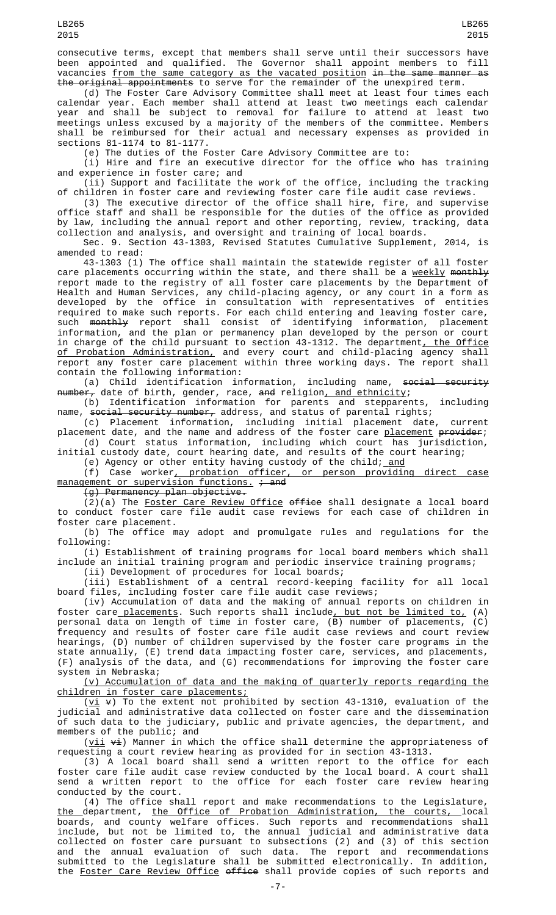consecutive terms, except that members shall serve until their successors have been appointed and qualified. The Governor shall appoint members to fill vacancies from the same category as the vacated position ~~in the same manner as the original appointments~~ to serve for the remainder of the unexpired term.

(d) The Foster Care Advisory Committee shall meet at least four times each calendar year. Each member shall attend at least two meetings each calendar year and shall be subject to removal for failure to attend at least two meetings unless excused by a majority of the members of the committee. Members shall be reimbursed for their actual and necessary expenses as provided in sections 81-1174 to 81-1177.

(e) The duties of the Foster Care Advisory Committee are to:

(i) Hire and fire an executive director for the office who has training and experience in foster care; and

(ii) Support and facilitate the work of the office, including the tracking of children in foster care and reviewing foster care file audit case reviews.

(3) The executive director of the office shall hire, fire, and supervise office staff and shall be responsible for the duties of the office as provided by law, including the annual report and other reporting, review, tracking, data collection and analysis, and oversight and training of local boards.

Sec. 9. Section 43-1303, Revised Statutes Cumulative Supplement, 2014, is amended to read:

43-1303 (1) The office shall maintain the statewide register of all foster care placements occurring within the state, and there shall be a weekly ~~monthly~~ report made to the registry of all foster care placements by the Department of Health and Human Services, any child-placing agency, or any court in a form as developed by the office in consultation with representatives of entities required to make such reports. For each child entering and leaving foster care, such ~~monthly~~ report shall consist of identifying information, placement information, and the plan or permanency plan developed by the person or court in charge of the child pursuant to section 43-1312. The department, the Office of Probation Administration, and every court and child-placing agency shall report any foster care placement within three working days. The report shall contain the following information:

(a) Child identification information, including name, ~~social security number,~~ date of birth, gender, race, ~~and~~ religion, and ethnicity;

(b) Identification information for parents and stepparents, including name, ~~social security number,~~ address, and status of parental rights;

(c) Placement information, including initial placement date, current placement date, and the name and address of the foster care placement ~~provider~~;

(d) Court status information, including which court has jurisdiction, initial custody date, court hearing date, and results of the court hearing;

(e) Agency or other entity having custody of the child; and

(f) Case worker, probation officer, or person providing direct case management or supervision functions. ~~; and~~

~~(g) Permanency plan objective.~~

(2)(a) The Foster Care Review Office ~~office~~ shall designate a local board to conduct foster care file audit case reviews for each case of children in foster care placement.

(b) The office may adopt and promulgate rules and regulations for the following:

(i) Establishment of training programs for local board members which shall include an initial training program and periodic inservice training programs;

(ii) Development of procedures for local boards;

(iii) Establishment of a central record-keeping facility for all local board files, including foster care file audit case reviews;

(iv) Accumulation of data and the making of annual reports on children in foster care placements. Such reports shall include, but not be limited to, (A) personal data on length of time in foster care, (B) number of placements, (C) frequency and results of foster care file audit case reviews and court review hearings, (D) number of children supervised by the foster care programs in the state annually, (E) trend data impacting foster care, services, and placements, (F) analysis of the data, and (G) recommendations for improving the foster care system in Nebraska;

(v) Accumulation of data and the making of quarterly reports regarding the children in foster care placements;

(vi ~~v~~) To the extent not prohibited by section 43-1310, evaluation of the judicial and administrative data collected on foster care and the dissemination of such data to the judiciary, public and private agencies, the department, and members of the public; and

(vii ~~vi~~) Manner in which the office shall determine the appropriateness of requesting a court review hearing as provided for in section 43-1313.

(3) A local board shall send a written report to the office for each foster care file audit case review conducted by the local board. A court shall send a written report to the office for each foster care review hearing conducted by the court.

(4) The office shall report and make recommendations to the Legislature, the department, the Office of Probation Administration, the courts, local boards, and county welfare offices. Such reports and recommendations shall include, but not be limited to, the annual judicial and administrative data collected on foster care pursuant to subsections (2) and (3) of this section and the annual evaluation of such data. The report and recommendations submitted to the Legislature shall be submitted electronically. In addition, the Foster Care Review Office ~~office~~ shall provide copies of such reports and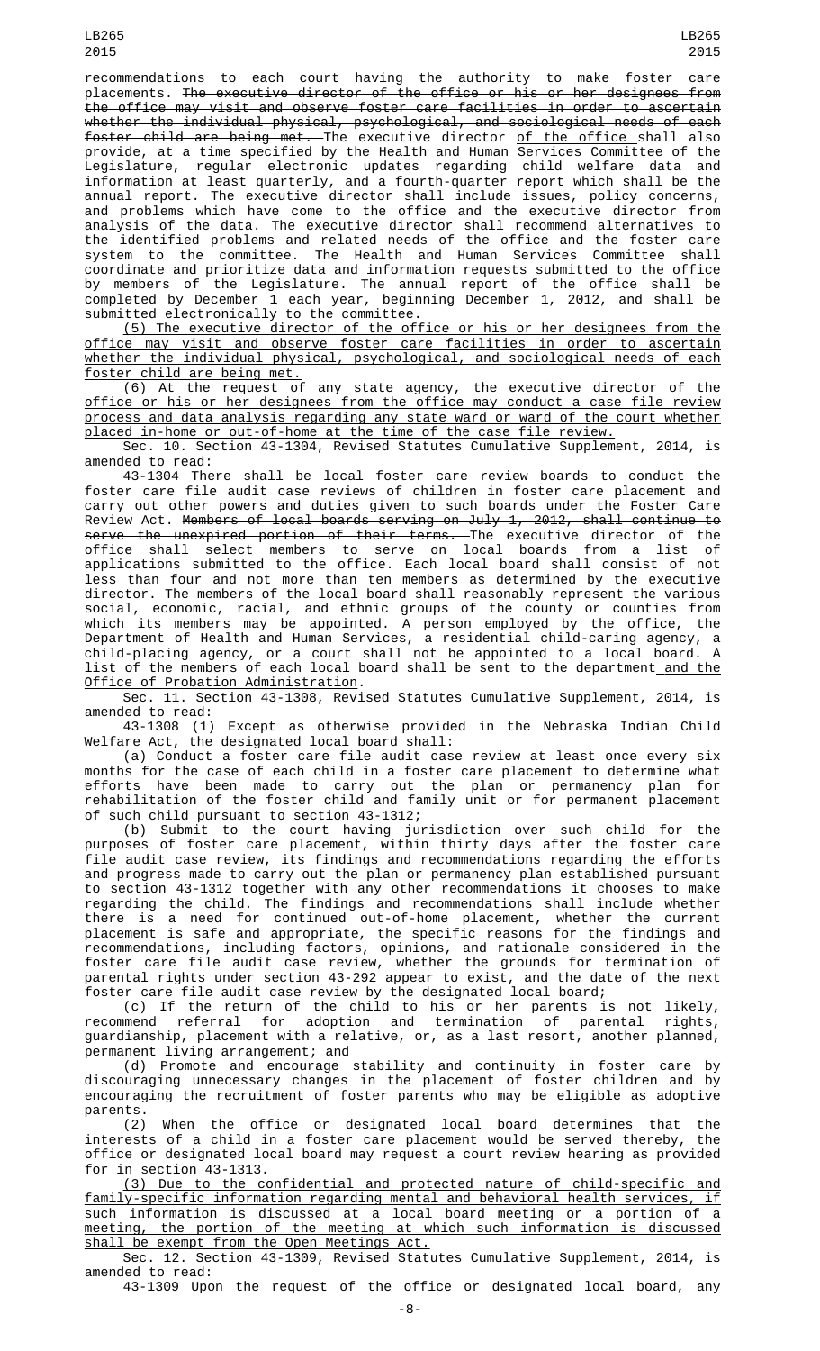recommendations to each court having the authority to make foster care placements. ~~The executive director of the office or his or her designees from the office may visit and observe foster care facilities in order to ascertain whether the individual physical, psychological, and sociological needs of each foster child are being met.~~ The executive director <u>of the office</u> shall also provide, at a time specified by the Health and Human Services Committee of the Legislature, regular electronic updates regarding child welfare data and information at least quarterly, and a fourth-quarter report which shall be the annual report. The executive director shall include issues, policy concerns, and problems which have come to the office and the executive director from analysis of the data. The executive director shall recommend alternatives to the identified problems and related needs of the office and the foster care system to the committee. The Health and Human Services Committee shall coordinate and prioritize data and information requests submitted to the office by members of the Legislature. The annual report of the office shall be completed by December 1 each year, beginning December 1, 2012, and shall be submitted electronically to the committee.

<u>(5) The executive director of the office or his or her designees from the office may visit and observe foster care facilities in order to ascertain whether the individual physical, psychological, and sociological needs of each foster child are being met.</u>

<u>(6) At the request of any state agency, the executive director of the office or his or her designees from the office may conduct a case file review process and data analysis regarding any state ward or ward of the court whether placed in-home or out-of-home at the time of the case file review.</u>

Sec. 10. Section 43-1304, Revised Statutes Cumulative Supplement, 2014, is amended to read:

43-1304 There shall be local foster care review boards to conduct the foster care file audit case reviews of children in foster care placement and carry out other powers and duties given to such boards under the Foster Care Review Act. ~~Members of local boards serving on July 1, 2012, shall continue to serve the unexpired portion of their terms.~~ The executive director of the office shall select members to serve on local boards from a list of applications submitted to the office. Each local board shall consist of not less than four and not more than ten members as determined by the executive director. The members of the local board shall reasonably represent the various social, economic, racial, and ethnic groups of the county or counties from which its members may be appointed. A person employed by the office, the Department of Health and Human Services, a residential child-caring agency, a child-placing agency, or a court shall not be appointed to a local board. A list of the members of each local board shall be sent to the department<u> and the Office of Probation Administration</u>.

Sec. 11. Section 43-1308, Revised Statutes Cumulative Supplement, 2014, is amended to read:

43-1308 (1) Except as otherwise provided in the Nebraska Indian Child Welfare Act, the designated local board shall:

(a) Conduct a foster care file audit case review at least once every six months for the case of each child in a foster care placement to determine what efforts have been made to carry out the plan or permanency plan for rehabilitation of the foster child and family unit or for permanent placement of such child pursuant to section 43-1312;

(b) Submit to the court having jurisdiction over such child for the purposes of foster care placement, within thirty days after the foster care file audit case review, its findings and recommendations regarding the efforts and progress made to carry out the plan or permanency plan established pursuant to section 43-1312 together with any other recommendations it chooses to make regarding the child. The findings and recommendations shall include whether there is a need for continued out-of-home placement, whether the current placement is safe and appropriate, the specific reasons for the findings and recommendations, including factors, opinions, and rationale considered in the foster care file audit case review, whether the grounds for termination of parental rights under section 43-292 appear to exist, and the date of the next foster care file audit case review by the designated local board;

(c) If the return of the child to his or her parents is not likely, recommend referral for adoption and termination of parental rights, guardianship, placement with a relative, or, as a last resort, another planned, permanent living arrangement; and

(d) Promote and encourage stability and continuity in foster care by discouraging unnecessary changes in the placement of foster children and by encouraging the recruitment of foster parents who may be eligible as adoptive parents.

(2) When the office or designated local board determines that the interests of a child in a foster care placement would be served thereby, the office or designated local board may request a court review hearing as provided for in section 43-1313.

<u>(3) Due to the confidential and protected nature of child-specific and family-specific information regarding mental and behavioral health services, if such information is discussed at a local board meeting or a portion of a meeting, the portion of the meeting at which such information is discussed shall be exempt from the Open Meetings Act.</u>

Sec. 12. Section 43-1309, Revised Statutes Cumulative Supplement, 2014, is amended to read:

43-1309 Upon the request of the office or designated local board, any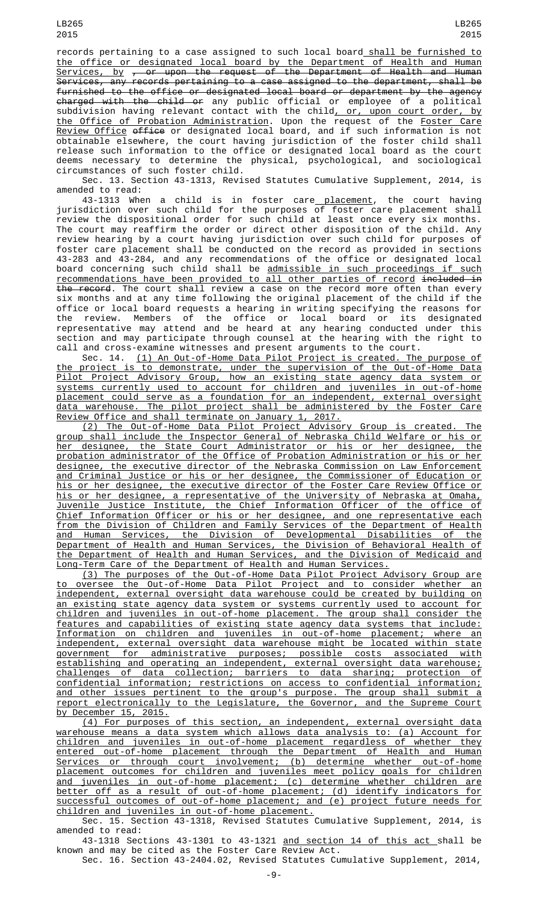records pertaining to a case assigned to such local board shall be furnished to the office or designated local board by the Department of Health and Human Services, by ~~, or upon the request of the Department of Health and Human Services, any records pertaining to a case assigned to the department, shall be furnished to the office or designated local board or department by the agency charged with the child or~~ any public official or employee of a political subdivision having relevant contact with the child, or, upon court order, by the Office of Probation Administration. Upon the request of the Foster Care Review Office ~~office~~ or designated local board, and if such information is not obtainable elsewhere, the court having jurisdiction of the foster child shall release such information to the office or designated local board as the court deems necessary to determine the physical, psychological, and sociological circumstances of such foster child.

Sec. 13. Section 43-1313, Revised Statutes Cumulative Supplement, 2014, is amended to read:

43-1313 When a child is in foster care placement, the court having jurisdiction over such child for the purposes of foster care placement shall review the dispositional order for such child at least once every six months. The court may reaffirm the order or direct other disposition of the child. Any review hearing by a court having jurisdiction over such child for purposes of foster care placement shall be conducted on the record as provided in sections 43-283 and 43-284, and any recommendations of the office or designated local board concerning such child shall be admissible in such proceedings if such recommendations have been provided to all other parties of record ~~included in the record~~. The court shall review a case on the record more often than every six months and at any time following the original placement of the child if the office or local board requests a hearing in writing specifying the reasons for the review. Members of the office or local board or its designated representative may attend and be heard at any hearing conducted under this section and may participate through counsel at the hearing with the right to call and cross-examine witnesses and present arguments to the court.

Sec. 14. (1) An Out-of-Home Data Pilot Project is created. The purpose of the project is to demonstrate, under the supervision of the Out-of-Home Data Pilot Project Advisory Group, how an existing state agency data system or systems currently used to account for children and juveniles in out-of-home placement could serve as a foundation for an independent, external oversight data warehouse. The pilot project shall be administered by the Foster Care Review Office and shall terminate on January 1, 2017.

(2) The Out-of-Home Data Pilot Project Advisory Group is created. The group shall include the Inspector General of Nebraska Child Welfare or his or her designee, the State Court Administrator or his or her designee, the probation administrator of the Office of Probation Administration or his or her designee, the executive director of the Nebraska Commission on Law Enforcement and Criminal Justice or his or her designee, the Commissioner of Education or his or her designee, the executive director of the Foster Care Review Office or his or her designee, a representative of the University of Nebraska at Omaha, Juvenile Justice Institute, the Chief Information Officer of the office of Chief Information Officer or his or her designee, and one representative each from the Division of Children and Family Services of the Department of Health and Human Services, the Division of Developmental Disabilities of the Department of Health and Human Services, the Division of Behavioral Health of the Department of Health and Human Services, and the Division of Medicaid and Long-Term Care of the Department of Health and Human Services.

(3) The purposes of the Out-of-Home Data Pilot Project Advisory Group are to oversee the Out-of-Home Data Pilot Project and to consider whether an independent, external oversight data warehouse could be created by building on an existing state agency data system or systems currently used to account for children and juveniles in out-of-home placement. The group shall consider the features and capabilities of existing state agency data systems that include: Information on children and juveniles in out-of-home placement; where an independent, external oversight data warehouse might be located within state government for administrative purposes; possible costs associated with establishing and operating an independent, external oversight data warehouse; challenges of data collection; barriers to data sharing; protection of confidential information; restrictions on access to confidential information; and other issues pertinent to the group's purpose. The group shall submit a report electronically to the Legislature, the Governor, and the Supreme Court by December 15, 2015.

(4) For purposes of this section, an independent, external oversight data warehouse means a data system which allows data analysis to: (a) Account for children and juveniles in out-of-home placement regardless of whether they entered out-of-home placement through the Department of Health and Human Services or through court involvement; (b) determine whether out-of-home placement outcomes for children and juveniles meet policy goals for children and juveniles in out-of-home placement; (c) determine whether children are better off as a result of out-of-home placement; (d) identify indicators for successful outcomes of out-of-home placement; and (e) project future needs for children and juveniles in out-of-home placement.

Sec. 15. Section 43-1318, Revised Statutes Cumulative Supplement, 2014, is amended to read:

43-1318 Sections 43-1301 to 43-1321 and section 14 of this act shall be known and may be cited as the Foster Care Review Act.

Sec. 16. Section 43-2404.02, Revised Statutes Cumulative Supplement, 2014,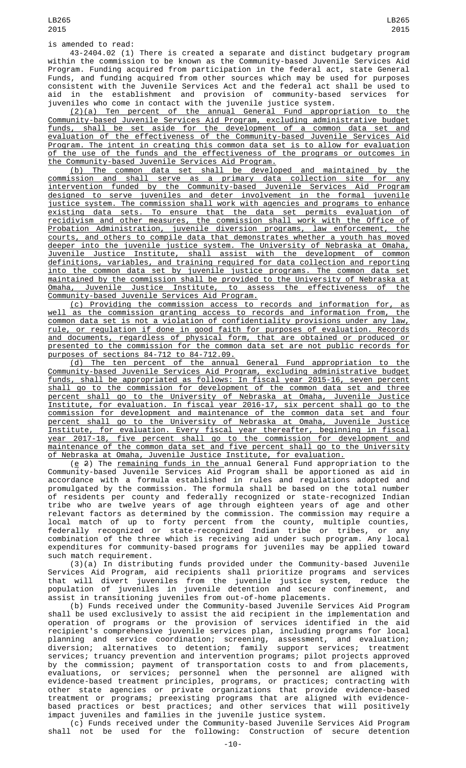is amended to read:

43-2404.02 (1) There is created a separate and distinct budgetary program within the commission to be known as the Community-based Juvenile Services Aid Program. Funding acquired from participation in the federal act, state General Funds, and funding acquired from other sources which may be used for purposes consistent with the Juvenile Services Act and the federal act shall be used to aid in the establishment and provision of community-based services for juveniles who come in contact with the juvenile justice system.

(2)(a) Ten percent of the annual General Fund appropriation to the Community-based Juvenile Services Aid Program, excluding administrative budget funds, shall be set aside for the development of a common data set and evaluation of the effectiveness of the Community-based Juvenile Services Aid Program. The intent in creating this common data set is to allow for evaluation of the use of the funds and the effectiveness of the programs or outcomes in the Community-based Juvenile Services Aid Program.

(b) The common data set shall be developed and maintained by the commission and shall serve as a primary data collection site for any intervention funded by the Community-based Juvenile Services Aid Program designed to serve juveniles and deter involvement in the formal juvenile justice system. The commission shall work with agencies and programs to enhance existing data sets. To ensure that the data set permits evaluation of recidivism and other measures, the commission shall work with the Office of Probation Administration, juvenile diversion programs, law enforcement, the courts, and others to compile data that demonstrates whether a youth has moved deeper into the juvenile justice system. The University of Nebraska at Omaha, Juvenile Justice Institute, shall assist with the development of common definitions, variables, and training required for data collection and reporting into the common data set by juvenile justice programs. The common data set maintained by the commission shall be provided to the University of Nebraska at Omaha, Juvenile Justice Institute, to assess the effectiveness of the Community-based Juvenile Services Aid Program.

(c) Providing the commission access to records and information for, as well as the commission granting access to records and information from, the common data set is not a violation of confidentiality provisions under any law, rule, or regulation if done in good faith for purposes of evaluation. Records and documents, regardless of physical form, that are obtained or produced or presented to the commission for the common data set are not public records for purposes of sections 84-712 to 84-712.09.

(d) The ten percent of the annual General Fund appropriation to the Community-based Juvenile Services Aid Program, excluding administrative budget funds, shall be appropriated as follows: In fiscal year 2015-16, seven percent shall go to the commission for development of the common data set and three percent shall go to the University of Nebraska at Omaha, Juvenile Justice Institute, for evaluation. In fiscal year 2016-17, six percent shall go to the commission for development and maintenance of the common data set and four percent shall go to the University of Nebraska at Omaha, Juvenile Justice Institute, for evaluation. Every fiscal year thereafter, beginning in fiscal year 2017-18, five percent shall go to the commission for development and maintenance of the common data set and five percent shall go to the University of Nebraska at Omaha, Juvenile Justice Institute, for evaluation.

(e ~~2~~) The remaining funds in the annual General Fund appropriation to the Community-based Juvenile Services Aid Program shall be apportioned as aid in accordance with a formula established in rules and regulations adopted and promulgated by the commission. The formula shall be based on the total number of residents per county and federally recognized or state-recognized Indian tribe who are twelve years of age through eighteen years of age and other relevant factors as determined by the commission. The commission may require a local match of up to forty percent from the county, multiple counties, federally recognized or state-recognized Indian tribe or tribes, or any combination of the three which is receiving aid under such program. Any local expenditures for community-based programs for juveniles may be applied toward such match requirement.

(3)(a) In distributing funds provided under the Community-based Juvenile Services Aid Program, aid recipients shall prioritize programs and services that will divert juveniles from the juvenile justice system, reduce the population of juveniles in juvenile detention and secure confinement, and assist in transitioning juveniles from out-of-home placements.

(b) Funds received under the Community-based Juvenile Services Aid Program shall be used exclusively to assist the aid recipient in the implementation and operation of programs or the provision of services identified in the aid recipient's comprehensive juvenile services plan, including programs for local planning and service coordination; screening, assessment, and evaluation; diversion; alternatives to detention; family support services; treatment services; truancy prevention and intervention programs; pilot projects approved by the commission; payment of transportation costs to and from placements, evaluations, or services; personnel when the personnel are aligned with evidence-based treatment principles, programs, or practices; contracting with other state agencies or private organizations that provide evidence-based treatment or programs; preexisting programs that are aligned with evidence-based practices or best practices; and other services that will positively impact juveniles and families in the juvenile justice system.

(c) Funds received under the Community-based Juvenile Services Aid Program shall not be used for the following: Construction of secure detention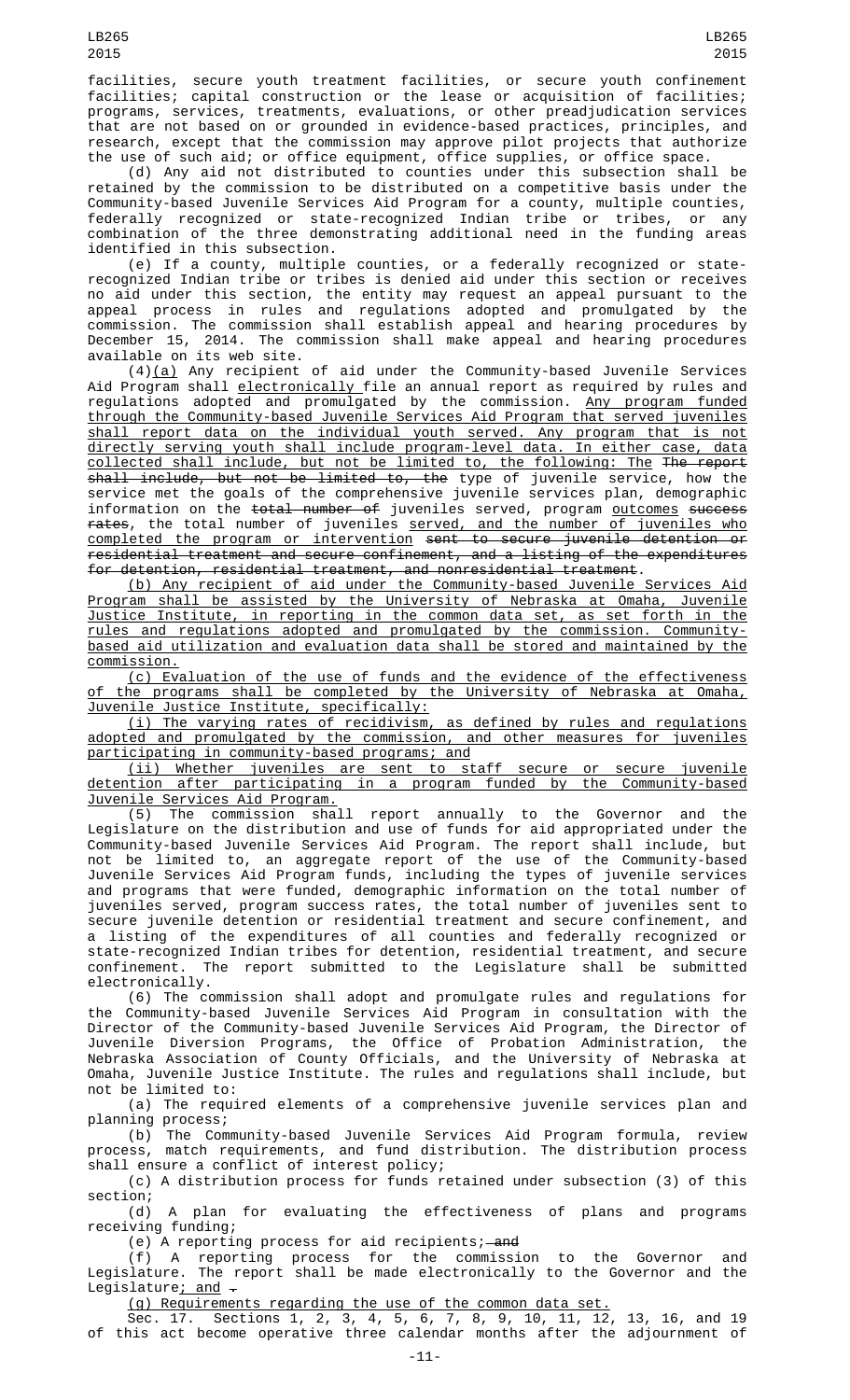facilities, secure youth treatment facilities, or secure youth confinement facilities; capital construction or the lease or acquisition of facilities; programs, services, treatments, evaluations, or other preadjudication services that are not based on or grounded in evidence-based practices, principles, and research, except that the commission may approve pilot projects that authorize the use of such aid; or office equipment, office supplies, or office space.

(d) Any aid not distributed to counties under this subsection shall be retained by the commission to be distributed on a competitive basis under the Community-based Juvenile Services Aid Program for a county, multiple counties, federally recognized or state-recognized Indian tribe or tribes, or any combination of the three demonstrating additional need in the funding areas identified in this subsection.

(e) If a county, multiple counties, or a federally recognized or state-recognized Indian tribe or tribes is denied aid under this section or receives no aid under this section, the entity may request an appeal pursuant to the appeal process in rules and regulations adopted and promulgated by the commission. The commission shall establish appeal and hearing procedures by December 15, 2014. The commission shall make appeal and hearing procedures available on its web site.

(4)(a) Any recipient of aid under the Community-based Juvenile Services Aid Program shall electronically file an annual report as required by rules and regulations adopted and promulgated by the commission. Any program funded through the Community-based Juvenile Services Aid Program that served juveniles shall report data on the individual youth served. Any program that is not directly serving youth shall include program-level data. In either case, data collected shall include, but not be limited to, the following: The ~~The report shall include, but not be limited to, the~~ type of juvenile service, how the service met the goals of the comprehensive juvenile services plan, demographic information on the ~~total number of~~ juveniles served, program outcomes ~~success rates~~, the total number of juveniles served, and the number of juveniles who completed the program or intervention ~~sent to secure juvenile detention or residential treatment and secure confinement, and a listing of the expenditures for detention, residential treatment, and nonresidential treatment~~.

(b) Any recipient of aid under the Community-based Juvenile Services Aid Program shall be assisted by the University of Nebraska at Omaha, Juvenile Justice Institute, in reporting in the common data set, as set forth in the rules and regulations adopted and promulgated by the commission. Community-based aid utilization and evaluation data shall be stored and maintained by the commission.

(c) Evaluation of the use of funds and the evidence of the effectiveness of the programs shall be completed by the University of Nebraska at Omaha, Juvenile Justice Institute, specifically:

(i) The varying rates of recidivism, as defined by rules and regulations adopted and promulgated by the commission, and other measures for juveniles participating in community-based programs; and

(ii) Whether juveniles are sent to staff secure or secure juvenile detention after participating in a program funded by the Community-based Juvenile Services Aid Program.

(5) The commission shall report annually to the Governor and the Legislature on the distribution and use of funds for aid appropriated under the Community-based Juvenile Services Aid Program. The report shall include, but not be limited to, an aggregate report of the use of the Community-based Juvenile Services Aid Program funds, including the types of juvenile services and programs that were funded, demographic information on the total number of juveniles served, program success rates, the total number of juveniles sent to secure juvenile detention or residential treatment and secure confinement, and a listing of the expenditures of all counties and federally recognized or state-recognized Indian tribes for detention, residential treatment, and secure confinement. The report submitted to the Legislature shall be submitted electronically.

(6) The commission shall adopt and promulgate rules and regulations for the Community-based Juvenile Services Aid Program in consultation with the Director of the Community-based Juvenile Services Aid Program, the Director of Juvenile Diversion Programs, the Office of Probation Administration, the Nebraska Association of County Officials, and the University of Nebraska at Omaha, Juvenile Justice Institute. The rules and regulations shall include, but not be limited to:

(a) The required elements of a comprehensive juvenile services plan and planning process;

(b) The Community-based Juvenile Services Aid Program formula, review process, match requirements, and fund distribution. The distribution process shall ensure a conflict of interest policy;

(c) A distribution process for funds retained under subsection (3) of this section;

(d) A plan for evaluating the effectiveness of plans and programs receiving funding;

(e) A reporting process for aid recipients; ~~and~~

(f) A reporting process for the commission to the Governor and Legislature. The report shall be made electronically to the Governor and the Legislature; and ~~.~~

(g) Requirements regarding the use of the common data set.

Sec. 17. Sections 1, 2, 3, 4, 5, 6, 7, 8, 9, 10, 11, 12, 13, 16, and 19 of this act become operative three calendar months after the adjournment of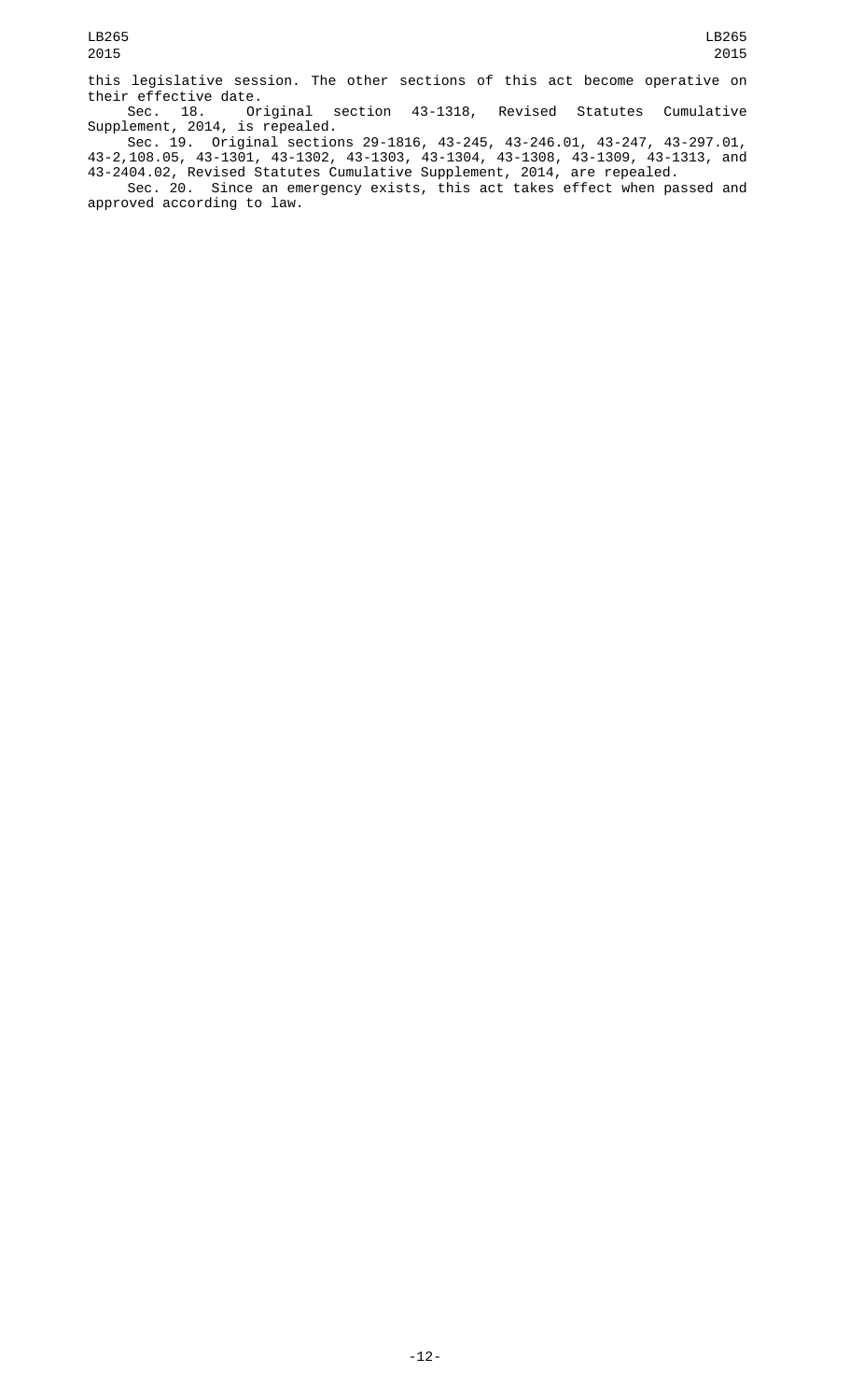this legislative session. The other sections of this act become operative on their effective date.

Sec. 18. Original section 43-1318, Revised Statutes Cumulative Supplement, 2014, is repealed.

Sec. 19. Original sections 29-1816, 43-245, 43-246.01, 43-247, 43-297.01, 43-2,108.05, 43-1301, 43-1302, 43-1303, 43-1304, 43-1308, 43-1309, 43-1313, and 43-2404.02, Revised Statutes Cumulative Supplement, 2014, are repealed.

Sec. 20. Since an emergency exists, this act takes effect when passed and approved according to law.